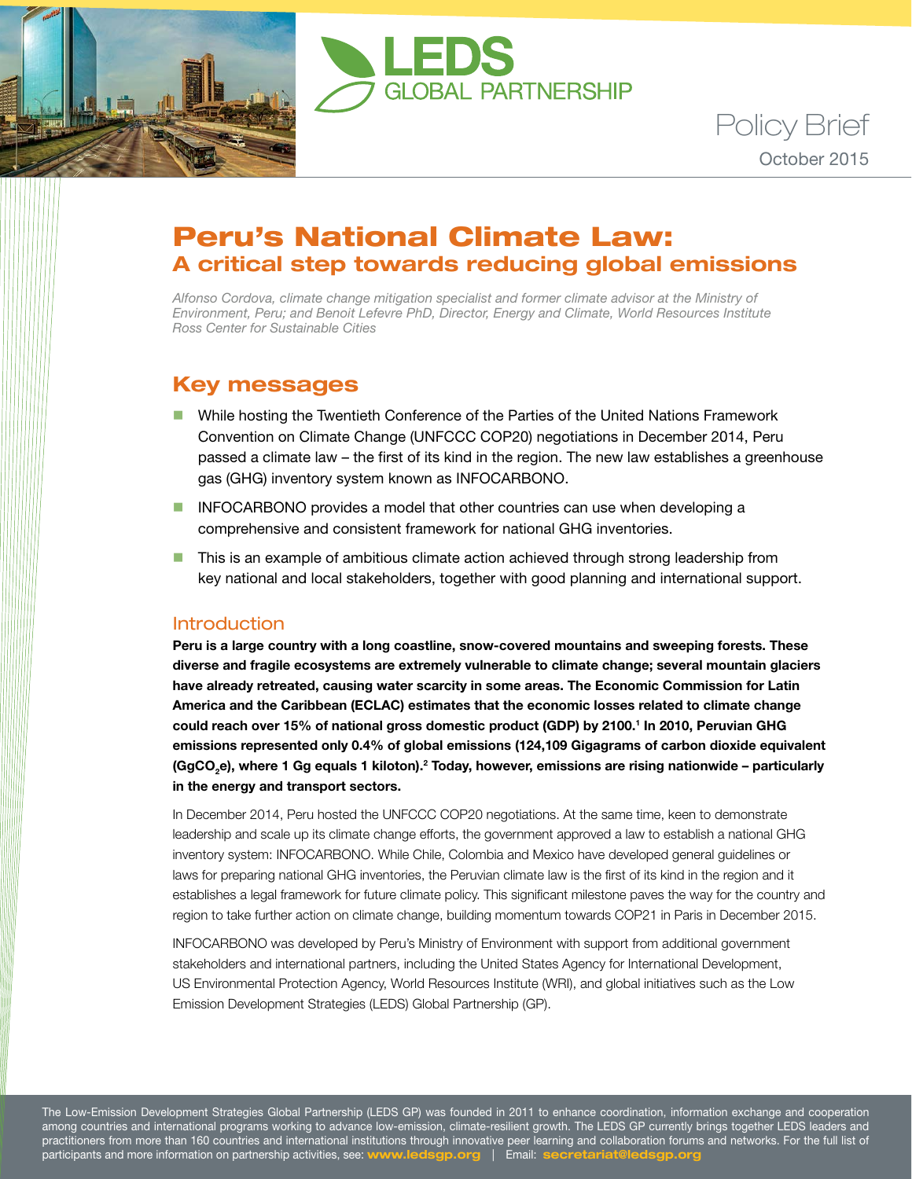LEDS GLOBAL PARTNERSHIP

Policy Brief

October 2015

# Peru's National Climate Law: A critical step towards reducing global emissions

*Alfonso Cordova, climate change mitigation specialist and former climate advisor at the Ministry of Environment, Peru; and Benoit Lefevre PhD, Director, Energy and Climate, World Resources Institute Ross Center for Sustainable Cities*

## Key messages

- While hosting the Twentieth Conference of the Parties of the United Nations Framework Convention on Climate Change (UNFCCC COP20) negotiations in December 2014, Peru passed a climate law – the first of its kind in the region. The new law establishes a greenhouse gas (GHG) inventory system known as INFOCARBONO.
- INFOCARBONO provides a model that other countries can use when developing a comprehensive and consistent framework for national GHG inventories.
- This is an example of ambitious climate action achieved through strong leadership from key national and local stakeholders, together with good planning and international support.

## Introduction

**Peru is a large country with a long coastline, snow-covered mountains and sweeping forests. These diverse and fragile ecosystems are extremely vulnerable to climate change; several mountain glaciers have already retreated, causing water scarcity in some areas. The Economic Commission for Latin America and the Caribbean (ECLAC) estimates that the economic losses related to climate change could reach over 15% of national gross domestic product (GDP) by 2100.[1] In 2010, Peruvian GHG emissions represented only 0.4% of global emissions (124,109 Gigagrams of carbon dioxide equivalent ($GgCO_2e$), where 1 Gg equals 1 kiloton).[2] Today, however, emissions are rising nationwide – particularly in the energy and transport sectors.**

In December 2014, Peru hosted the UNFCCC COP20 negotiations. At the same time, keen to demonstrate leadership and scale up its climate change efforts, the government approved a law to establish a national GHG inventory system: INFOCARBONO. While Chile, Colombia and Mexico have developed general guidelines or laws for preparing national GHG inventories, the Peruvian climate law is the first of its kind in the region and it establishes a legal framework for future climate policy. This significant milestone paves the way for the country and region to take further action on climate change, building momentum towards COP21 in Paris in December 2015.

INFOCARBONO was developed by Peru's Ministry of Environment with support from additional government stakeholders and international partners, including the United States Agency for International Development, US Environmental Protection Agency, World Resources Institute (WRI), and global initiatives such as the Low Emission Development Strategies (LEDS) Global Partnership (GP).

The Low-Emission Development Strategies Global Partnership (LEDS GP) was founded in 2011 to enhance coordination, information exchange and cooperation among countries and international programs working to advance low-emission, climate-resilient growth. The LEDS GP currently brings together LEDS leaders and practitioners from more than 160 countries and international institutions through innovative peer learning and collaboration forums and networks. For the full list of participants and more information on partnership activities, see: **www.ledsgp.org** | Email: **secretariat@ledsgp.org**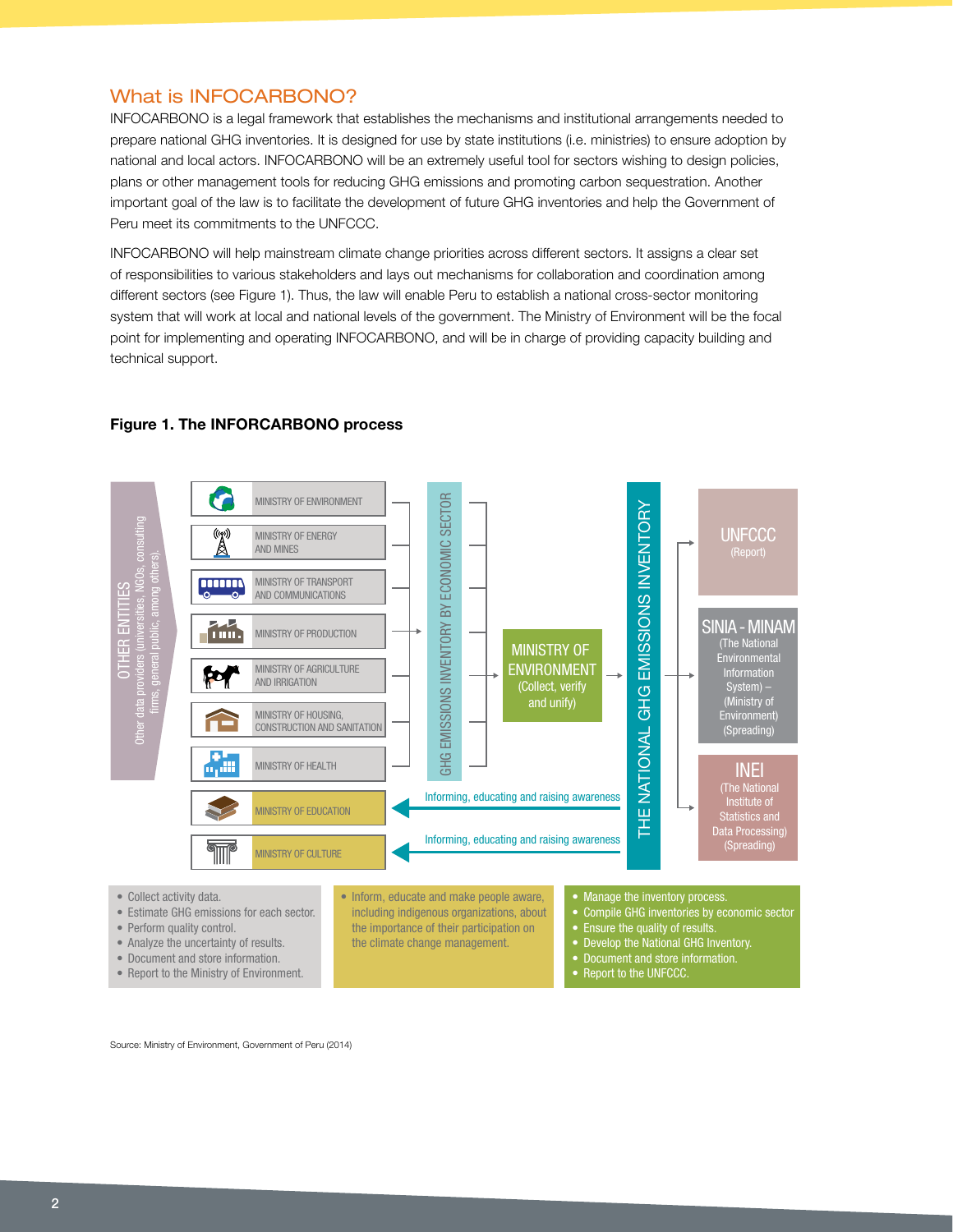## What is INFOCARBONO?

INFOCARBONO is a legal framework that establishes the mechanisms and institutional arrangements needed to prepare national GHG inventories. It is designed for use by state institutions (i.e. ministries) to ensure adoption by national and local actors. INFOCARBONO will be an extremely useful tool for sectors wishing to design policies, plans or other management tools for reducing GHG emissions and promoting carbon sequestration. Another important goal of the law is to facilitate the development of future GHG inventories and help the Government of Peru meet its commitments to the UNFCCC.

INFOCARBONO will help mainstream climate change priorities across different sectors. It assigns a clear set of responsibilities to various stakeholders and lays out mechanisms for collaboration and coordination among different sectors (see Figure 1). Thus, the law will enable Peru to establish a national cross-sector monitoring system that will work at local and national levels of the government. The Ministry of Environment will be the focal point for implementing and operating INFOCARBONO, and will be in charge of providing capacity building and technical support.

**Figure 1. The INFORCARBONO process**

OTHER ENTITIES
Other data providers (universities, NGOs, consulting firms, general public, among others).

MINISTRY OF ENVIRONMENT
MINISTRY OF ENERGY AND MINES
MINISTRY OF TRANSPORT AND COMMUNICATIONS
MINISTRY OF PRODUCTION
MINISTRY OF AGRICULTURE AND IRRIGATION
MINISTRY OF HOUSING, CONSTRUCTION AND SANITATION
MINISTRY OF HEALTH
MINISTRY OF EDUCATION
MINISTRY OF CULTURE

GHG EMISSIONS INVENTORY BY ECONOMIC SECTOR

MINISTRY OF ENVIRONMENT (Collect, verify and unify)

Informing, educating and raising awareness

Informing, educating and raising awareness

THE NATIONAL GHG EMISSIONS INVENTORY

UNFCCC (Report)

SINIA - MINAM (The National Environmental Information System) – (Ministry of Environment) (Spreading)

INEI (The National Institute of Statistics and Data Processing) (Spreading)

- Collect activity data.
- Estimate GHG emissions for each sector.
- Perform quality control.
- Analyze the uncertainty of results.
- Document and store information.
- Report to the Ministry of Environment.

- Inform, educate and make people aware, including indigenous organizations, about the importance of their participation on the climate change management.

- Manage the inventory process.
- Compile GHG inventories by economic sector
- Ensure the quality of results.
- Develop the National GHG Inventory.
- Document and store information.
- Report to the UNFCCC.

Source: Ministry of Environment, Government of Peru (2014)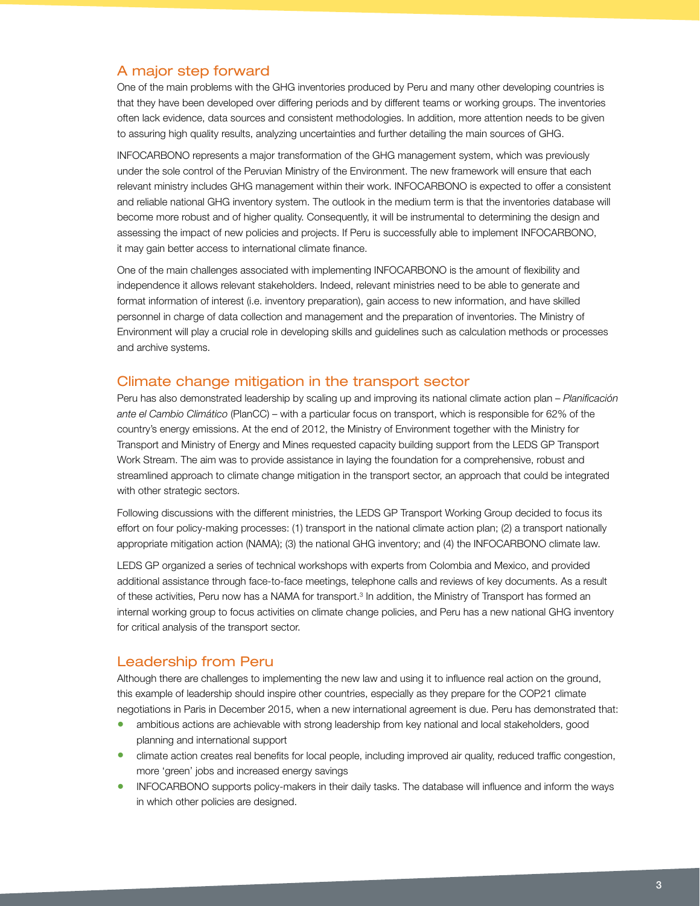## A major step forward

One of the main problems with the GHG inventories produced by Peru and many other developing countries is that they have been developed over differing periods and by different teams or working groups. The inventories often lack evidence, data sources and consistent methodologies. In addition, more attention needs to be given to assuring high quality results, analyzing uncertainties and further detailing the main sources of GHG.

INFOCARBONO represents a major transformation of the GHG management system, which was previously under the sole control of the Peruvian Ministry of the Environment. The new framework will ensure that each relevant ministry includes GHG management within their work. INFOCARBONO is expected to offer a consistent and reliable national GHG inventory system. The outlook in the medium term is that the inventories database will become more robust and of higher quality. Consequently, it will be instrumental to determining the design and assessing the impact of new policies and projects. If Peru is successfully able to implement INFOCARBONO, it may gain better access to international climate finance.

One of the main challenges associated with implementing INFOCARBONO is the amount of flexibility and independence it allows relevant stakeholders. Indeed, relevant ministries need to be able to generate and format information of interest (i.e. inventory preparation), gain access to new information, and have skilled personnel in charge of data collection and management and the preparation of inventories. The Ministry of Environment will play a crucial role in developing skills and guidelines such as calculation methods or processes and archive systems.

## Climate change mitigation in the transport sector

Peru has also demonstrated leadership by scaling up and improving its national climate action plan – *Planificación ante el Cambio Climático* (PlanCC) – with a particular focus on transport, which is responsible for 62% of the country's energy emissions. At the end of 2012, the Ministry of Environment together with the Ministry for Transport and Ministry of Energy and Mines requested capacity building support from the LEDS GP Transport Work Stream. The aim was to provide assistance in laying the foundation for a comprehensive, robust and streamlined approach to climate change mitigation in the transport sector, an approach that could be integrated with other strategic sectors.

Following discussions with the different ministries, the LEDS GP Transport Working Group decided to focus its effort on four policy-making processes: (1) transport in the national climate action plan; (2) a transport nationally appropriate mitigation action (NAMA); (3) the national GHG inventory; and (4) the INFOCARBONO climate law.

LEDS GP organized a series of technical workshops with experts from Colombia and Mexico, and provided additional assistance through face-to-face meetings, telephone calls and reviews of key documents. As a result of these activities, Peru now has a NAMA for transport.[3] In addition, the Ministry of Transport has formed an internal working group to focus activities on climate change policies, and Peru has a new national GHG inventory for critical analysis of the transport sector.

## Leadership from Peru

Although there are challenges to implementing the new law and using it to influence real action on the ground, this example of leadership should inspire other countries, especially as they prepare for the COP21 climate negotiations in Paris in December 2015, when a new international agreement is due. Peru has demonstrated that:

- ambitious actions are achievable with strong leadership from key national and local stakeholders, good planning and international support
- climate action creates real benefits for local people, including improved air quality, reduced traffic congestion, more 'green' jobs and increased energy savings
- INFOCARBONO supports policy-makers in their daily tasks. The database will influence and inform the ways in which other policies are designed.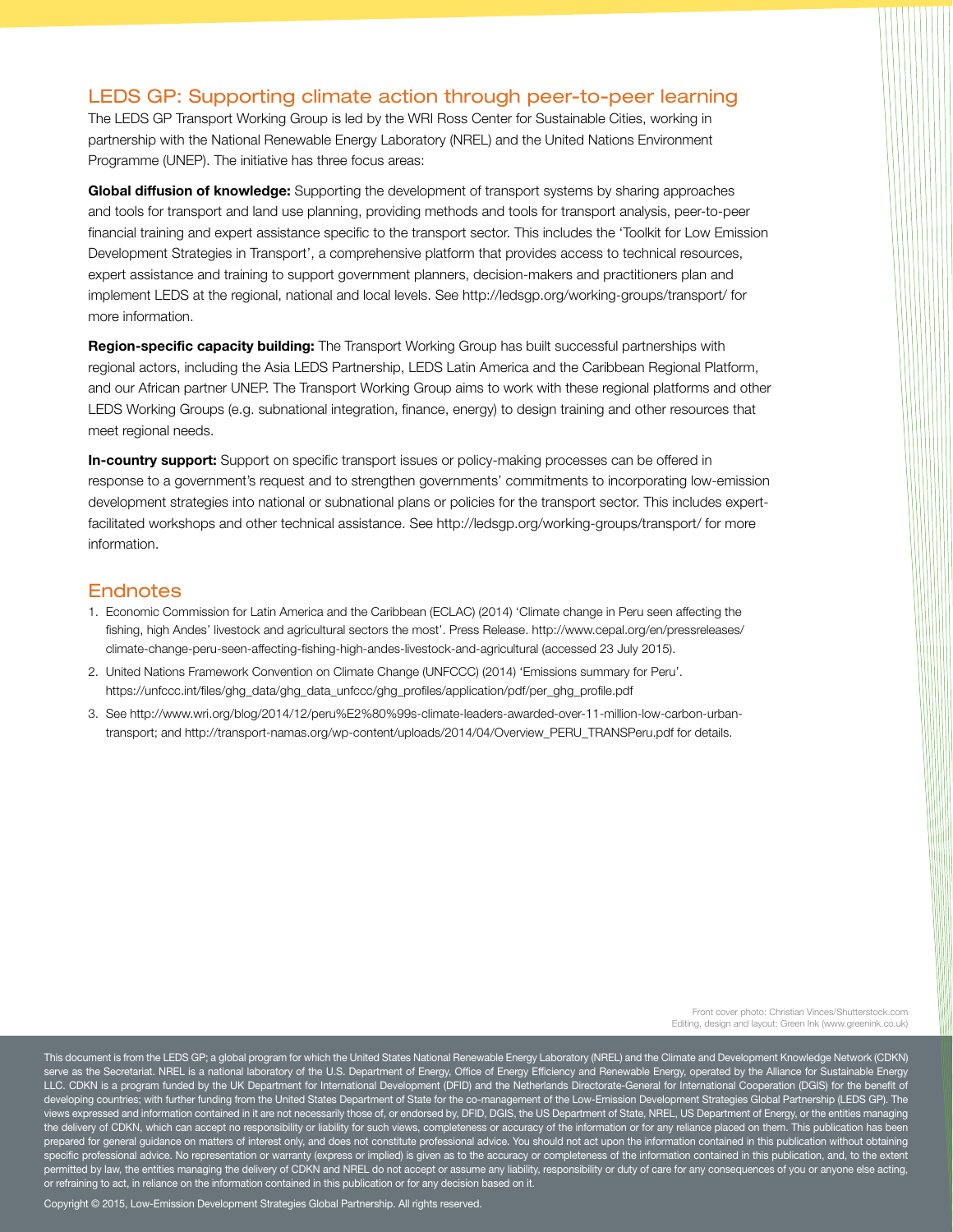## LEDS GP: Supporting climate action through peer-to-peer learning

The LEDS GP Transport Working Group is led by the WRI Ross Center for Sustainable Cities, working in partnership with the National Renewable Energy Laboratory (NREL) and the United Nations Environment Programme (UNEP). The initiative has three focus areas:

**Global diffusion of knowledge:** Supporting the development of transport systems by sharing approaches and tools for transport and land use planning, providing methods and tools for transport analysis, peer-to-peer financial training and expert assistance specific to the transport sector. This includes the 'Toolkit for Low Emission Development Strategies in Transport', a comprehensive platform that provides access to technical resources, expert assistance and training to support government planners, decision-makers and practitioners plan and implement LEDS at the regional, national and local levels. See http://ledsgp.org/working-groups/transport/ for more information.

**Region-specific capacity building:** The Transport Working Group has built successful partnerships with regional actors, including the Asia LEDS Partnership, LEDS Latin America and the Caribbean Regional Platform, and our African partner UNEP. The Transport Working Group aims to work with these regional platforms and other LEDS Working Groups (e.g. subnational integration, finance, energy) to design training and other resources that meet regional needs.

**In-country support:** Support on specific transport issues or policy-making processes can be offered in response to a government's request and to strengthen governments' commitments to incorporating low-emission development strategies into national or subnational plans or policies for the transport sector. This includes expert-facilitated workshops and other technical assistance. See http://ledsgp.org/working-groups/transport/ for more information.

## Endnotes

1. Economic Commission for Latin America and the Caribbean (ECLAC) (2014) 'Climate change in Peru seen affecting the fishing, high Andes' livestock and agricultural sectors the most'. Press Release. http://www.cepal.org/en/pressreleases/climate-change-peru-seen-affecting-fishing-high-andes-livestock-and-agricultural (accessed 23 July 2015).
2. United Nations Framework Convention on Climate Change (UNFCCC) (2014) 'Emissions summary for Peru'. https://unfccc.int/files/ghg_data/ghg_data_unfccc/ghg_profiles/application/pdf/per_ghg_profile.pdf
3. See http://www.wri.org/blog/2014/12/peru%E2%80%99s-climate-leaders-awarded-over-11-million-low-carbon-urban-transport; and http://transport-namas.org/wp-content/uploads/2014/04/Overview_PERU_TRANSPeru.pdf for details.

Front cover photo: Christian Vinces/Shutterstock.com
Editing, design and layout: Green Ink (www.greenink.co.uk)

This document is from the LEDS GP; a global program for which the United States National Renewable Energy Laboratory (NREL) and the Climate and Development Knowledge Network (CDKN) serve as the Secretariat. NREL is a national laboratory of the U.S. Department of Energy, Office of Energy Efficiency and Renewable Energy, operated by the Alliance for Sustainable Energy LLC. CDKN is a program funded by the UK Department for International Development (DFID) and the Netherlands Directorate-General for International Cooperation (DGIS) for the benefit of developing countries; with further funding from the United States Department of State for the co-management of the Low-Emission Development Strategies Global Partnership (LEDS GP). The views expressed and information contained in it are not necessarily those of, or endorsed by, DFID, DGIS, the US Department of State, NREL, US Department of Energy, or the entities managing the delivery of CDKN, which can accept no responsibility or liability for such views, completeness or accuracy of the information or for any reliance placed on them. This publication has been prepared for general guidance on matters of interest only, and does not constitute professional advice. You should not act upon the information contained in this publication without obtaining specific professional advice. No representation or warranty (express or implied) is given as to the accuracy or completeness of the information contained in this publication, and, to the extent permitted by law, the entities managing the delivery of CDKN and NREL do not accept or assume any liability, responsibility or duty of care for any consequences of you or anyone else acting, or refraining to act, in reliance on the information contained in this publication or for any decision based on it.

Copyright © 2015, Low-Emission Development Strategies Global Partnership. All rights reserved.